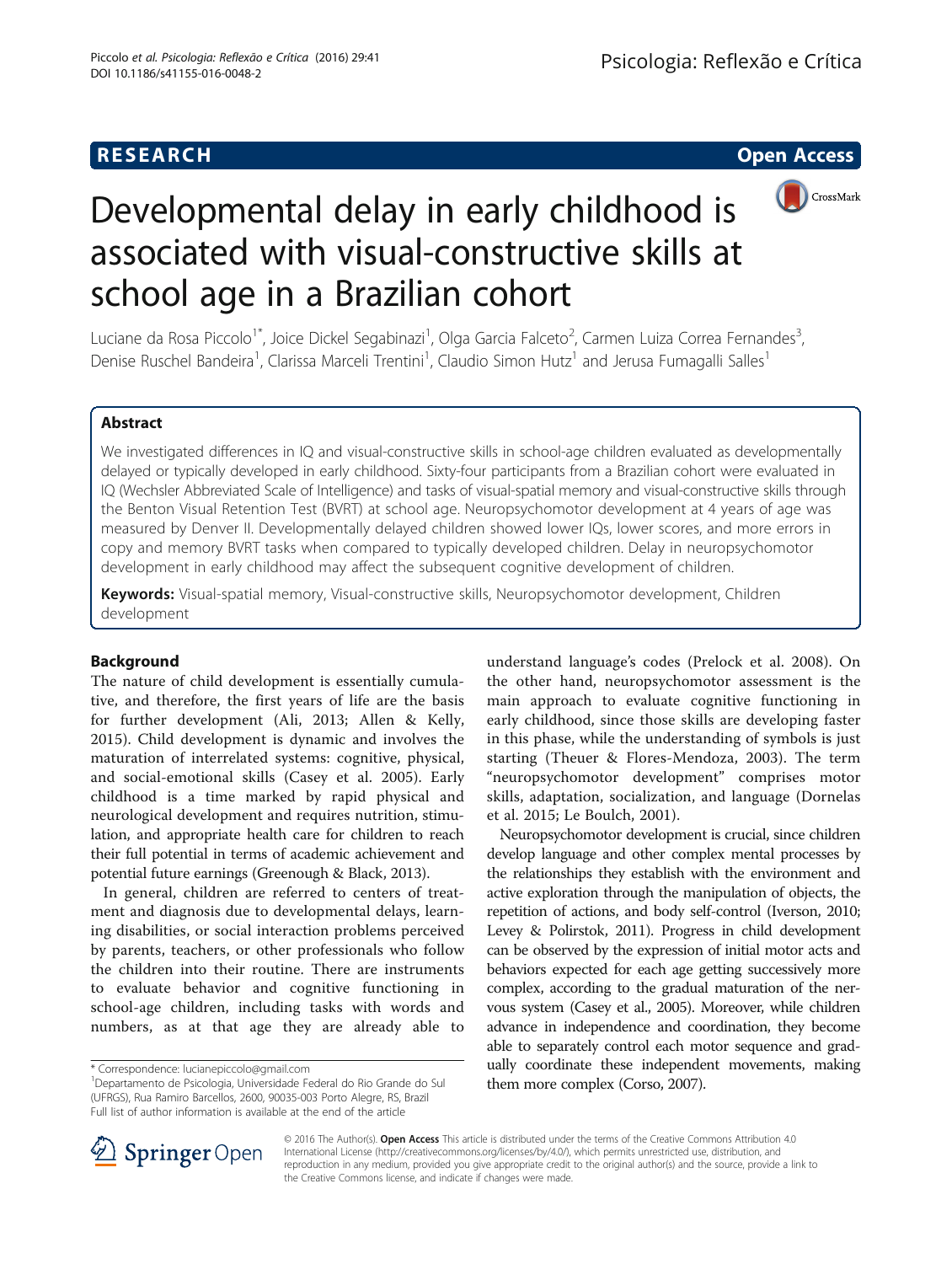RESEARCH Open Access

# Developmental delay in early childhood is associated with visual-constructive skills at school age in a Brazilian cohort

Luciane da Rosa Piccolo[1*], Joice Dickel Segabinazi[1], Olga Garcia Falceto[2], Carmen Luiza Correa Fernandes[3], Denise Ruschel Bandeira[1], Clarissa Marceli Trentini[1], Claudio Simon Hutz[1] and Jerusa Fumagalli Salles[1]

## Abstract

We investigated differences in IQ and visual-constructive skills in school-age children evaluated as developmentally delayed or typically developed in early childhood. Sixty-four participants from a Brazilian cohort were evaluated in IQ (Wechsler Abbreviated Scale of Intelligence) and tasks of visual-spatial memory and visual-constructive skills through the Benton Visual Retention Test (BVRT) at school age. Neuropsychomotor development at 4 years of age was measured by Denver II. Developmentally delayed children showed lower IQs, lower scores, and more errors in copy and memory BVRT tasks when compared to typically developed children. Delay in neuropsychomotor development in early childhood may affect the subsequent cognitive development of children.

**Keywords:** Visual-spatial memory, Visual-constructive skills, Neuropsychomotor development, Children development

## Background

The nature of child development is essentially cumulative, and therefore, the first years of life are the basis for further development (Ali, 2013; Allen & Kelly, 2015). Child development is dynamic and involves the maturation of interrelated systems: cognitive, physical, and social-emotional skills (Casey et al. 2005). Early childhood is a time marked by rapid physical and neurological development and requires nutrition, stimulation, and appropriate health care for children to reach their full potential in terms of academic achievement and potential future earnings (Greenough & Black, 2013).

In general, children are referred to centers of treatment and diagnosis due to developmental delays, learning disabilities, or social interaction problems perceived by parents, teachers, or other professionals who follow the children into their routine. There are instruments to evaluate behavior and cognitive functioning in school-age children, including tasks with words and numbers, as at that age they are already able to understand language's codes (Prelock et al. 2008). On the other hand, neuropsychomotor assessment is the main approach to evaluate cognitive functioning in early childhood, since those skills are developing faster in this phase, while the understanding of symbols is just starting (Theuer & Flores-Mendoza, 2003). The term "neuropsychomotor development" comprises motor skills, adaptation, socialization, and language (Dornelas et al. 2015; Le Boulch, 2001).

Neuropsychomotor development is crucial, since children develop language and other complex mental processes by the relationships they establish with the environment and active exploration through the manipulation of objects, the repetition of actions, and body self-control (Iverson, 2010; Levey & Polirstok, 2011). Progress in child development can be observed by the expression of initial motor acts and behaviors expected for each age getting successively more complex, according to the gradual maturation of the nervous system (Casey et al., 2005). Moreover, while children advance in independence and coordination, they become able to separately control each motor sequence and gradually coordinate these independent movements, making them more complex (Corso, 2007).

\* Correspondence: lucianepiccolo@gmail.com
[1]Departamento de Psicologia, Universidade Federal do Rio Grande do Sul (UFRGS), Rua Ramiro Barcellos, 2600, 90035-003 Porto Alegre, RS, Brazil
Full list of author information is available at the end of the article

© 2016 The Author(s). **Open Access** This article is distributed under the terms of the Creative Commons Attribution 4.0 International License (http://creativecommons.org/licenses/by/4.0/), which permits unrestricted use, distribution, and reproduction in any medium, provided you give appropriate credit to the original author(s) and the source, provide a link to the Creative Commons license, and indicate if changes were made.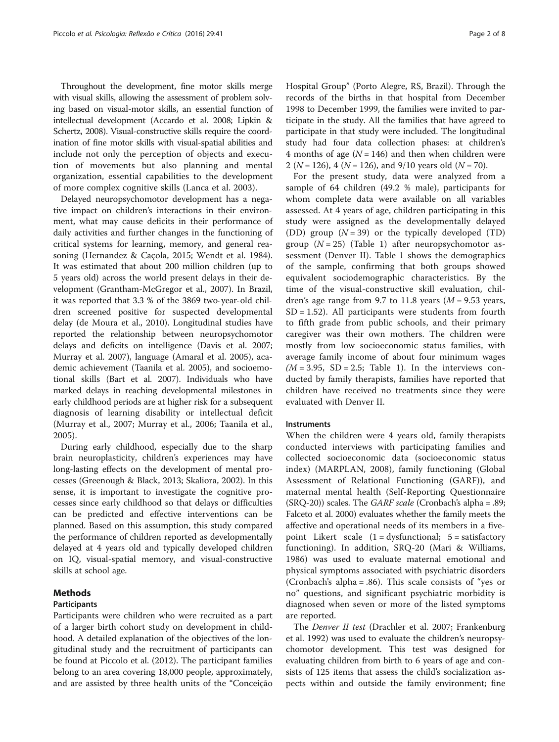Throughout the development, fine motor skills merge with visual skills, allowing the assessment of problem solving based on visual-motor skills, an essential function of intellectual development (Accardo et al. 2008; Lipkin & Schertz, 2008). Visual-constructive skills require the coordination of fine motor skills with visual-spatial abilities and include not only the perception of objects and execution of movements but also planning and mental organization, essential capabilities to the development of more complex cognitive skills (Lanca et al. 2003).

Delayed neuropsychomotor development has a negative impact on children's interactions in their environment, what may cause deficits in their performance of daily activities and further changes in the functioning of critical systems for learning, memory, and general reasoning (Hernandez & Caçola, 2015; Wendt et al. 1984). It was estimated that about 200 million children (up to 5 years old) across the world present delays in their development (Grantham-McGregor et al., 2007). In Brazil, it was reported that 3.3 % of the 3869 two-year-old children screened positive for suspected developmental delay (de Moura et al., 2010). Longitudinal studies have reported the relationship between neuropsychomotor delays and deficits on intelligence (Davis et al. 2007; Murray et al. 2007), language (Amaral et al. 2005), academic achievement (Taanila et al. 2005), and socioemotional skills (Bart et al. 2007). Individuals who have marked delays in reaching developmental milestones in early childhood periods are at higher risk for a subsequent diagnosis of learning disability or intellectual deficit (Murray et al., 2007; Murray et al., 2006; Taanila et al., 2005).

During early childhood, especially due to the sharp brain neuroplasticity, children's experiences may have long-lasting effects on the development of mental processes (Greenough & Black, 2013; Skaliora, 2002). In this sense, it is important to investigate the cognitive processes since early childhood so that delays or difficulties can be predicted and effective interventions can be planned. Based on this assumption, this study compared the performance of children reported as developmentally delayed at 4 years old and typically developed children on IQ, visual-spatial memory, and visual-constructive skills at school age.

## Methods

### Participants

Participants were children who were recruited as a part of a larger birth cohort study on development in childhood. A detailed explanation of the objectives of the longitudinal study and the recruitment of participants can be found at Piccolo et al. (2012). The participant families belong to an area covering 18,000 people, approximately, and are assisted by three health units of the "Conceição Hospital Group" (Porto Alegre, RS, Brazil). Through the records of the births in that hospital from December 1998 to December 1999, the families were invited to participate in the study. All the families that have agreed to participate in that study were included. The longitudinal study had four data collection phases: at children's 4 months of age ($N = 146$) and then when children were 2 ($N = 126$), 4 ($N = 126$), and 9/10 years old ($N = 70$).

For the present study, data were analyzed from a sample of 64 children (49.2 % male), participants for whom complete data were available on all variables assessed. At 4 years of age, children participating in this study were assigned as the developmentally delayed (DD) group ($N = 39$) or the typically developed (TD) group ($N = 25$) (Table 1) after neuropsychomotor assessment (Denver II). Table 1 shows the demographics of the sample, confirming that both groups showed equivalent sociodemographic characteristics. By the time of the visual-constructive skill evaluation, children's age range from 9.7 to 11.8 years ($M = 9.53$ years, $SD = 1.52$). All participants were students from fourth to fifth grade from public schools, and their primary caregiver was their own mothers. The children were mostly from low socioeconomic status families, with average family income of about four minimum wages ($M = 3.95$, $SD = 2.5$; Table 1). In the interviews conducted by family therapists, families have reported that children have received no treatments since they were evaluated with Denver II.

### Instruments

When the children were 4 years old, family therapists conducted interviews with participating families and collected socioeconomic data (socioeconomic status index) (MARPLAN, 2008), family functioning (Global Assessment of Relational Functioning (GARF)), and maternal mental health (Self-Reporting Questionnaire (SRQ-20)) scales. The *GARF scale* (Cronbach's alpha = .89; Falceto et al. 2000) evaluates whether the family meets the affective and operational needs of its members in a five-point Likert scale (1 = dysfunctional; 5 = satisfactory functioning). In addition, SRQ-20 (Mari & Williams, 1986) was used to evaluate maternal emotional and physical symptoms associated with psychiatric disorders (Cronbach's alpha = .86). This scale consists of "yes or no" questions, and significant psychiatric morbidity is diagnosed when seven or more of the listed symptoms are reported.

The *Denver II test* (Drachler et al. 2007; Frankenburg et al. 1992) was used to evaluate the children's neuropsychomotor development. This test was designed for evaluating children from birth to 6 years of age and consists of 125 items that assess the child's socialization aspects within and outside the family environment; fine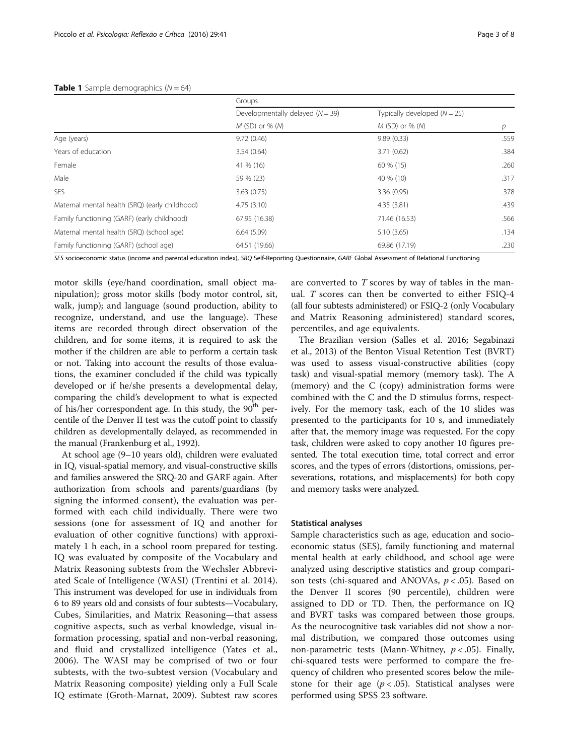**Table 1** Sample demographics ($N = 64$)

| | Groups | | |
|---|---|---|---|
| | Developmentally delayed ($N = 39$) | Typically developed ($N = 25$) | |
| | *M* (SD) or % (*N*) | *M* (SD) or % (*N*) | *p* |
| Age (years) | 9.72 (0.46) | 9.89 (0.33) | .559 |
| Years of education | 3.54 (0.64) | 3.71 (0.62) | .384 |
| Female | 41 % (16) | 60 % (15) | .260 |
| Male | 59 % (23) | 40 % (10) | .317 |
| SES | 3.63 (0.75) | 3.36 (0.95) | .378 |
| Maternal mental health (SRQ) (early childhood) | 4.75 (3.10) | 4.35 (3.81) | .439 |
| Family functioning (GARF) (early childhood) | 67.95 (16.38) | 71.46 (16.53) | .566 |
| Maternal mental health (SRQ) (school age) | 6.64 (5.09) | 5.10 (3.65) | .134 |
| Family functioning (GARF) (school age) | 64.51 (19.66) | 69.86 (17.19) | .230 |

*SES* socioeconomic status (income and parental education index), *SRQ* Self-Reporting Questionnaire, *GARF* Global Assessment of Relational Functioning

motor skills (eye/hand coordination, small object manipulation); gross motor skills (body motor control, sit, walk, jump); and language (sound production, ability to recognize, understand, and use the language). These items are recorded through direct observation of the children, and for some items, it is required to ask the mother if the children are able to perform a certain task or not. Taking into account the results of those evaluations, the examiner concluded if the child was typically developed or if he/she presents a developmental delay, comparing the child's development to what is expected of his/her correspondent age. In this study, the 90th percentile of the Denver II test was the cutoff point to classify children as developmentally delayed, as recommended in the manual (Frankenburg et al., 1992).

At school age (9–10 years old), children were evaluated in IQ, visual-spatial memory, and visual-constructive skills and families answered the SRQ-20 and GARF again. After authorization from schools and parents/guardians (by signing the informed consent), the evaluation was performed with each child individually. There were two sessions (one for assessment of IQ and another for evaluation of other cognitive functions) with approximately 1 h each, in a school room prepared for testing. IQ was evaluated by composite of the Vocabulary and Matrix Reasoning subtests from the Wechsler Abbreviated Scale of Intelligence (WASI) (Trentini et al. 2014). This instrument was developed for use in individuals from 6 to 89 years old and consists of four subtests—Vocabulary, Cubes, Similarities, and Matrix Reasoning—that assess cognitive aspects, such as verbal knowledge, visual information processing, spatial and non-verbal reasoning, and fluid and crystallized intelligence (Yates et al., 2006). The WASI may be comprised of two or four subtests, with the two-subtest version (Vocabulary and Matrix Reasoning composite) yielding only a Full Scale IQ estimate (Groth-Marnat, 2009). Subtest raw scores are converted to *T* scores by way of tables in the manual. *T* scores can then be converted to either FSIQ-4 (all four subtests administered) or FSIQ-2 (only Vocabulary and Matrix Reasoning administered) standard scores, percentiles, and age equivalents.

The Brazilian version (Salles et al. 2016; Segabinazi et al., 2013) of the Benton Visual Retention Test (BVRT) was used to assess visual-constructive abilities (copy task) and visual-spatial memory (memory task). The A (memory) and the C (copy) administration forms were combined with the C and the D stimulus forms, respectively. For the memory task, each of the 10 slides was presented to the participants for 10 s, and immediately after that, the memory image was requested. For the copy task, children were asked to copy another 10 figures presented. The total execution time, total correct and error scores, and the types of errors (distortions, omissions, perseverations, rotations, and misplacements) for both copy and memory tasks were analyzed.

### Statistical analyses

Sample characteristics such as age, education and socioeconomic status (SES), family functioning and maternal mental health at early childhood, and school age were analyzed using descriptive statistics and group comparison tests (chi-squared and ANOVAs, $p < .05$). Based on the Denver II scores (90 percentile), children were assigned to DD or TD. Then, the performance on IQ and BVRT tasks was compared between those groups. As the neurocognitive task variables did not show a normal distribution, we compared those outcomes using non-parametric tests (Mann-Whitney, $p < .05$). Finally, chi-squared tests were performed to compare the frequency of children who presented scores below the milestone for their age ($p < .05$). Statistical analyses were performed using SPSS 23 software.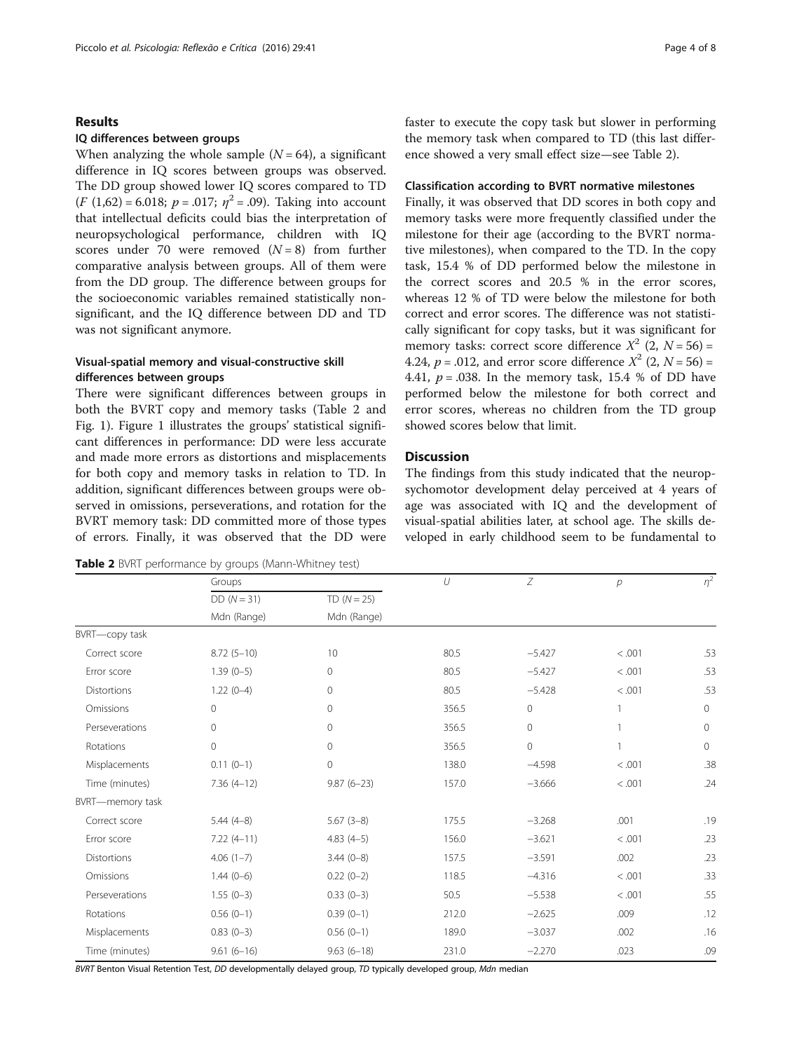## Results

### IQ differences between groups

When analyzing the whole sample ($N = 64$), a significant difference in IQ scores between groups was observed. The DD group showed lower IQ scores compared to TD ($F$ (1,62) = 6.018; $p = .017$; $\eta^2 = .09$). Taking into account that intellectual deficits could bias the interpretation of neuropsychological performance, children with IQ scores under 70 were removed ($N = 8$) from further comparative analysis between groups. All of them were from the DD group. The difference between groups for the socioeconomic variables remained statistically nonsignificant, and the IQ difference between DD and TD was not significant anymore.

### Visual-spatial memory and visual-constructive skill differences between groups

There were significant differences between groups in both the BVRT copy and memory tasks (Table 2 and Fig. 1). Figure 1 illustrates the groups' statistical significant differences in performance: DD were less accurate and made more errors as distortions and misplacements for both copy and memory tasks in relation to TD. In addition, significant differences between groups were observed in omissions, perseverations, and rotation for the BVRT memory task: DD committed more of those types of errors. Finally, it was observed that the DD were faster to execute the copy task but slower in performing the memory task when compared to TD (this last difference showed a very small effect size—see Table 2).

### Classification according to BVRT normative milestones

Finally, it was observed that DD scores in both copy and memory tasks were more frequently classified under the milestone for their age (according to the BVRT normative milestones), when compared to the TD. In the copy task, 15.4 % of DD performed below the milestone in the correct scores and 20.5 % in the error scores, whereas 12 % of TD were below the milestone for both correct and error scores. The difference was not statistically significant for copy tasks, but it was significant for memory tasks: correct score difference $X^2$ (2, $N = 56$) = 4.24, $p = .012$, and error score difference $X^2$ (2, $N = 56$) = 4.41, $p = .038$. In the memory task, 15.4 % of DD have performed below the milestone for both correct and error scores, whereas no children from the TD group showed scores below that limit.

## Discussion

The findings from this study indicated that the neuropsychomotor development delay perceived at 4 years of age was associated with IQ and the development of visual-spatial abilities later, at school age. The skills developed in early childhood seem to be fundamental to

**Table 2** BVRT performance by groups (Mann-Whitney test)

| | Groups | | $U$ | $Z$ | $p$ | $\eta^2$ |
|---|---|---|---|---|---|---|
| | DD ($N = 31$) | TD ($N = 25$) | | | | |
| | Mdn (Range) | Mdn (Range) | | | | |
| BVRT—copy task | | | | | | |
| Correct score | 8.72 (5–10) | 10 | 80.5 | −5.427 | < .001 | .53 |
| Error score | 1.39 (0–5) | 0 | 80.5 | −5.427 | < .001 | .53 |
| Distortions | 1.22 (0–4) | 0 | 80.5 | −5.428 | < .001 | .53 |
| Omissions | 0 | 0 | 356.5 | 0 | 1 | 0 |
| Perseverations | 0 | 0 | 356.5 | 0 | 1 | 0 |
| Rotations | 0 | 0 | 356.5 | 0 | 1 | 0 |
| Misplacements | 0.11 (0–1) | 0 | 138.0 | −4.598 | < .001 | .38 |
| Time (minutes) | 7.36 (4–12) | 9.87 (6–23) | 157.0 | −3.666 | < .001 | .24 |
| BVRT—memory task | | | | | | |
| Correct score | 5.44 (4–8) | 5.67 (3–8) | 175.5 | −3.268 | .001 | .19 |
| Error score | 7.22 (4–11) | 4.83 (4–5) | 156.0 | −3.621 | < .001 | .23 |
| Distortions | 4.06 (1–7) | 3.44 (0–8) | 157.5 | −3.591 | .002 | .23 |
| Omissions | 1.44 (0–6) | 0.22 (0–2) | 118.5 | −4.316 | < .001 | .33 |
| Perseverations | 1.55 (0–3) | 0.33 (0–3) | 50.5 | −5.538 | < .001 | .55 |
| Rotations | 0.56 (0–1) | 0.39 (0–1) | 212.0 | −2.625 | .009 | .12 |
| Misplacements | 0.83 (0–3) | 0.56 (0–1) | 189.0 | −3.037 | .002 | .16 |
| Time (minutes) | 9.61 (6–16) | 9.63 (6–18) | 231.0 | −2.270 | .023 | .09 |

*BVRT* Benton Visual Retention Test, *DD* developmentally delayed group, *TD* typically developed group, *Mdn* median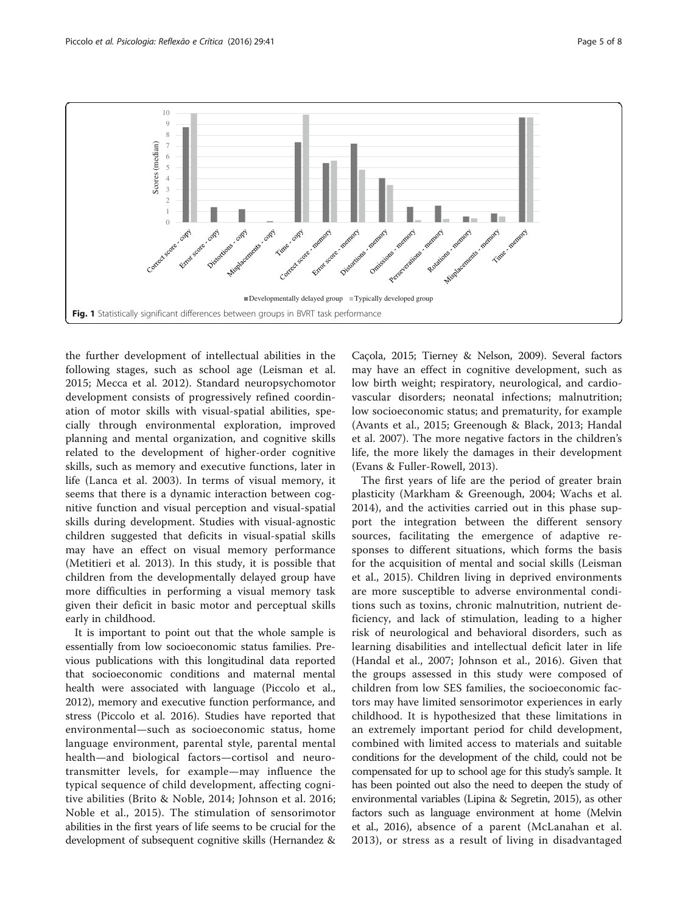Fig. 1 Statistically significant differences between groups in BVRT task performance

the further development of intellectual abilities in the following stages, such as school age (Leisman et al. 2015; Mecca et al. 2012). Standard neuropsychomotor development consists of progressively refined coordination of motor skills with visual-spatial abilities, specially through environmental exploration, improved planning and mental organization, and cognitive skills related to the development of higher-order cognitive skills, such as memory and executive functions, later in life (Lanca et al. 2003). In terms of visual memory, it seems that there is a dynamic interaction between cognitive function and visual perception and visual-spatial skills during development. Studies with visual-agnostic children suggested that deficits in visual-spatial skills may have an effect on visual memory performance (Metitieri et al. 2013). In this study, it is possible that children from the developmentally delayed group have more difficulties in performing a visual memory task given their deficit in basic motor and perceptual skills early in childhood.

It is important to point out that the whole sample is essentially from low socioeconomic status families. Previous publications with this longitudinal data reported that socioeconomic conditions and maternal mental health were associated with language (Piccolo et al., 2012), memory and executive function performance, and stress (Piccolo et al. 2016). Studies have reported that environmental—such as socioeconomic status, home language environment, parental style, parental mental health—and biological factors—cortisol and neurotransmitter levels, for example—may influence the typical sequence of child development, affecting cognitive abilities (Brito & Noble, 2014; Johnson et al. 2016; Noble et al., 2015). The stimulation of sensorimotor abilities in the first years of life seems to be crucial for the development of subsequent cognitive skills (Hernandez & Caçola, 2015; Tierney & Nelson, 2009). Several factors may have an effect in cognitive development, such as low birth weight; respiratory, neurological, and cardiovascular disorders; neonatal infections; malnutrition; low socioeconomic status; and prematurity, for example (Avants et al., 2015; Greenough & Black, 2013; Handal et al. 2007). The more negative factors in the children's life, the more likely the damages in their development (Evans & Fuller-Rowell, 2013).

The first years of life are the period of greater brain plasticity (Markham & Greenough, 2004; Wachs et al. 2014), and the activities carried out in this phase support the integration between the different sensory sources, facilitating the emergence of adaptive responses to different situations, which forms the basis for the acquisition of mental and social skills (Leisman et al., 2015). Children living in deprived environments are more susceptible to adverse environmental conditions such as toxins, chronic malnutrition, nutrient deficiency, and lack of stimulation, leading to a higher risk of neurological and behavioral disorders, such as learning disabilities and intellectual deficit later in life (Handal et al., 2007; Johnson et al., 2016). Given that the groups assessed in this study were composed of children from low SES families, the socioeconomic factors may have limited sensorimotor experiences in early childhood. It is hypothesized that these limitations in an extremely important period for child development, combined with limited access to materials and suitable conditions for the development of the child, could not be compensated for up to school age for this study's sample. It has been pointed out also the need to deepen the study of environmental variables (Lipina & Segretin, 2015), as other factors such as language environment at home (Melvin et al., 2016), absence of a parent (McLanahan et al. 2013), or stress as a result of living in disadvantaged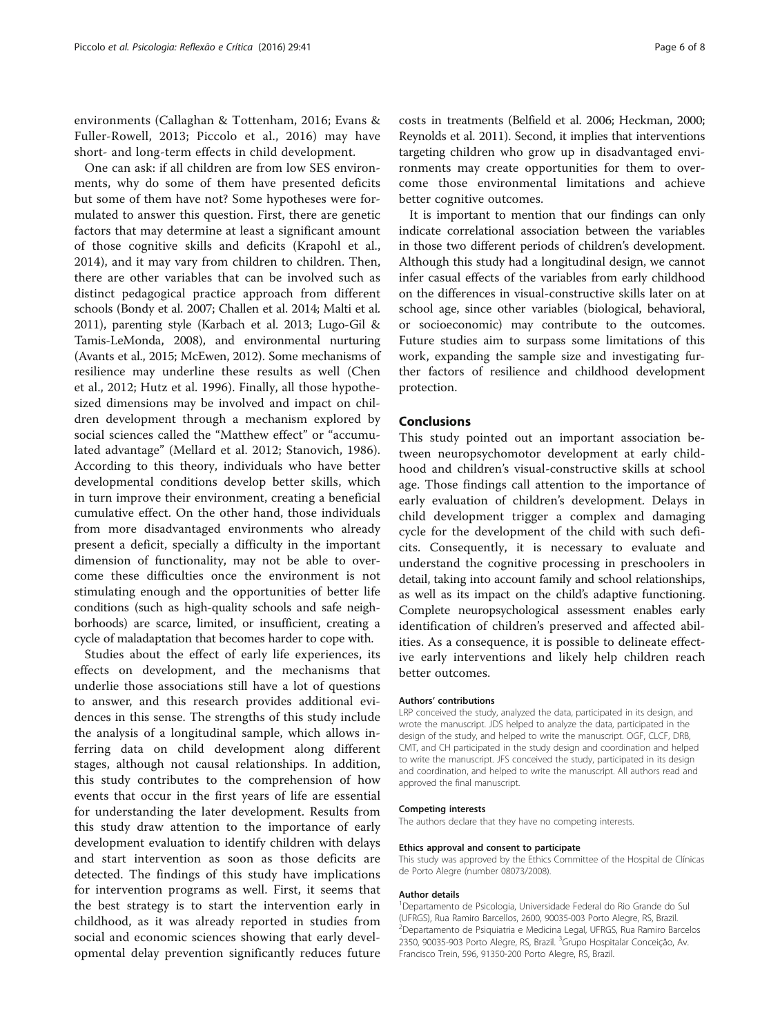environments (Callaghan & Tottenham, 2016; Evans & Fuller-Rowell, 2013; Piccolo et al., 2016) may have short- and long-term effects in child development.

One can ask: if all children are from low SES environments, why do some of them have presented deficits but some of them have not? Some hypotheses were formulated to answer this question. First, there are genetic factors that may determine at least a significant amount of those cognitive skills and deficits (Krapohl et al., 2014), and it may vary from children to children. Then, there are other variables that can be involved such as distinct pedagogical practice approach from different schools (Bondy et al. 2007; Challen et al. 2014; Malti et al. 2011), parenting style (Karbach et al. 2013; Lugo-Gil & Tamis-LeMonda, 2008), and environmental nurturing (Avants et al., 2015; McEwen, 2012). Some mechanisms of resilience may underline these results as well (Chen et al., 2012; Hutz et al. 1996). Finally, all those hypothesized dimensions may be involved and impact on children development through a mechanism explored by social sciences called the "Matthew effect" or "accumulated advantage" (Mellard et al. 2012; Stanovich, 1986). According to this theory, individuals who have better developmental conditions develop better skills, which in turn improve their environment, creating a beneficial cumulative effect. On the other hand, those individuals from more disadvantaged environments who already present a deficit, specially a difficulty in the important dimension of functionality, may not be able to overcome these difficulties once the environment is not stimulating enough and the opportunities of better life conditions (such as high-quality schools and safe neighborhoods) are scarce, limited, or insufficient, creating a cycle of maladaptation that becomes harder to cope with.

Studies about the effect of early life experiences, its effects on development, and the mechanisms that underlie those associations still have a lot of questions to answer, and this research provides additional evidences in this sense. The strengths of this study include the analysis of a longitudinal sample, which allows inferring data on child development along different stages, although not causal relationships. In addition, this study contributes to the comprehension of how events that occur in the first years of life are essential for understanding the later development. Results from this study draw attention to the importance of early development evaluation to identify children with delays and start intervention as soon as those deficits are detected. The findings of this study have implications for intervention programs as well. First, it seems that the best strategy is to start the intervention early in childhood, as it was already reported in studies from social and economic sciences showing that early developmental delay prevention significantly reduces future costs in treatments (Belfield et al. 2006; Heckman, 2000; Reynolds et al. 2011). Second, it implies that interventions targeting children who grow up in disadvantaged environments may create opportunities for them to overcome those environmental limitations and achieve better cognitive outcomes.

It is important to mention that our findings can only indicate correlational association between the variables in those two different periods of children's development. Although this study had a longitudinal design, we cannot infer casual effects of the variables from early childhood on the differences in visual-constructive skills later on at school age, since other variables (biological, behavioral, or socioeconomic) may contribute to the outcomes. Future studies aim to surpass some limitations of this work, expanding the sample size and investigating further factors of resilience and childhood development protection.

## Conclusions

This study pointed out an important association between neuropsychomotor development at early childhood and children's visual-constructive skills at school age. Those findings call attention to the importance of early evaluation of children's development. Delays in child development trigger a complex and damaging cycle for the development of the child with such deficits. Consequently, it is necessary to evaluate and understand the cognitive processing in preschoolers in detail, taking into account family and school relationships, as well as its impact on the child's adaptive functioning. Complete neuropsychological assessment enables early identification of children's preserved and affected abilities. As a consequence, it is possible to delineate effective early interventions and likely help children reach better outcomes.

#### Authors' contributions

LRP conceived the study, analyzed the data, participated in its design, and wrote the manuscript. JDS helped to analyze the data, participated in the design of the study, and helped to write the manuscript. OGF, CLCF, DRB, CMT, and CH participated in the study design and coordination and helped to write the manuscript. JFS conceived the study, participated in its design and coordination, and helped to write the manuscript. All authors read and approved the final manuscript.

#### Competing interests

The authors declare that they have no competing interests.

#### Ethics approval and consent to participate

This study was approved by the Ethics Committee of the Hospital de Clínicas de Porto Alegre (number 08073/2008).

#### Author details

[1]Departamento de Psicologia, Universidade Federal do Rio Grande do Sul (UFRGS), Rua Ramiro Barcellos, 2600, 90035-003 Porto Alegre, RS, Brazil. [2]Departamento de Psiquiatria e Medicina Legal, UFRGS, Rua Ramiro Barcelos 2350, 90035-903 Porto Alegre, RS, Brazil. [3]Grupo Hospitalar Conceição, Av. Francisco Trein, 596, 91350-200 Porto Alegre, RS, Brazil.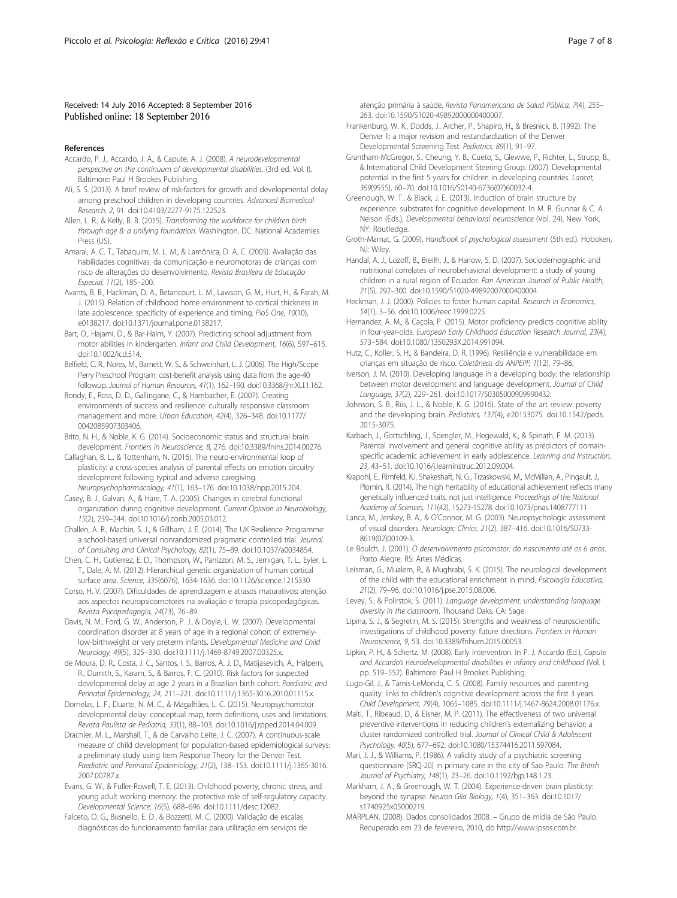Received: 14 July 2016 Accepted: 8 September 2016
Published online: 18 September 2016

## References

Accardo, P. J., Accardo, J. A., & Capute, A. J. (2008). *A neurodevelopmental perspective on the continuum of developmental disabilities.* (3rd ed. Vol. I). Baltimore: Paul H Brookes Publishing.

Ali, S. S. (2013). A brief review of risk-factors for growth and developmental delay among preschool children in developing countries. *Advanced Biomedical Research, 2*, 91. doi:10.4103/2277-9175.122523.

Allen, L. R., & Kelly, B. B. (2015). *Transforming the workforce for children birth through age 8: a unifying foundation.* Washington, DC: National Academies Press (US).

Amaral, A. C. T., Tabaquim, M. L. M., & Lamônica, D. A. C. (2005). Avaliação das habilidades cognitivas, da comunicação e neuromotoras de crianças com risco de alterações do desenvolvimento. *Revista Brasileira de Educação Especial, 11*(2), 185–200.

Avants, B. B., Hackman, D. A., Betancourt, L. M., Lawson, G. M., Hurt, H., & Farah, M. J. (2015). Relation of childhood home environment to cortical thickness in late adolescence: specificity of experience and timing. *PloS One, 10*(10), e0138217. doi:10.1371/journal.pone.0138217.

Bart, O., Hajami, D., & Bar-Haim, Y. (2007). Predicting school adjustment from motor abilities in kindergarten. *Infant and Child Development, 16*(6), 597–615. doi:10.1002/icd.514.

Belfield, C. R., Nores, M., Barnett, W. S., & Schweinhart, L. J. (2006). The High/Scope Perry Preschool Program: cost-benefit analysis using data from the age-40 followup. *Journal of Human Resources, 41*(1), 162–190. doi:10.3368/jhr.XLI.1.162.

Bondy, E., Ross, D. D., Gallingane, C., & Hambacher, E. (2007). Creating environments of success and resilience: culturally responsive classroom management and more. *Urban Education, 42*(4), 326–348. doi:10.1177/0042085907303406.

Brito, N. H., & Noble, K. G. (2014). Socioeconomic status and structural brain development. *Frontiers in Neuroscience, 8*, 276. doi:10.3389/fnins.2014.00276.

Callaghan, B. L., & Tottenham, N. (2016). The neuro-environmental loop of plasticity: a cross-species analysis of parental effects on emotion circuitry development following typical and adverse caregiving. *Neuropsychopharmacology, 41*(1), 163–176. doi:10.1038/npp.2015.204.

Casey, B. J., Galvan, A., & Hare, T. A. (2005). Changes in cerebral functional organization during cognitive development. *Current Opinion in Neurobiology, 15*(2), 239–244. doi:10.1016/j.conb.2005.03.012.

Challen, A. R., Machin, S. J., & Gillham, J. E. (2014). The UK Resilience Programme: a school-based universal nonrandomized pragmatic controlled trial. *Journal of Consulting and Clinical Psychology, 82*(1), 75–89. doi:10.1037/a0034854.

Chen, C. H., Gutierrez, E. D., Thompson, W., Panizzon, M. S., Jernigan, T. L., Eyler, L. T., Dale, A. M. (2012). Hierarchical genetic organization of human cortical surface area. *Science, 335*(6076), 1634-1636. doi:10.1126/science.1215330

Corso, H. V. (2007). Dificuldades de aprendizagem e atrasos maturativos: atenção aos aspectos neuropsicomotores na avaliação e terapia psicopedagógicas. *Revista Psicopedagogia, 24*(73), 76–89.

Davis, N. M., Ford, G. W., Anderson, P. J., & Doyle, L. W. (2007). Developmental coordination disorder at 8 years of age in a regional cohort of extremely-low-birthweight or very preterm infants. *Developmental Medicine and Child Neurology, 49*(5), 325–330. doi:10.1111/j.1469-8749.2007.00325.x.

de Moura, D. R., Costa, J. C., Santos, I. S., Barros, A. J. D., Matijasevich, A., Halpern, R., Dumith, S., Karam, S., & Barros, F. C. (2010). Risk factors for suspected developmental delay at age 2 years in a Brazilian birth cohort. *Paediatric and Perinatal Epidemiology, 24*, 211–221. doi:10.1111/j.1365-3016.2010.01115.x.

Dornelas, L. F., Duarte, N. M. C., & Magalhães, L. C. (2015). Neuropsychomotor developmental delay: conceptual map, term definitions, uses and limitations. *Revista Paulista de Pediatria, 33*(1), 88–103. doi:10.1016/j.rpped.2014.04.009.

Drachler, M. L., Marshall, T., & de Carvalho Leite, J. C. (2007). A continuous-scale measure of child development for population-based epidemiological surveys: a preliminary study using Item Response Theory for the Denver Test. *Paediatric and Perinatal Epidemiology, 21*(2), 138–153. doi:10.1111/j.1365-3016.2007.00787.x.

Evans, G. W., & Fuller-Rowell, T. E. (2013). Childhood poverty, chronic stress, and young adult working memory: the protective role of self-regulatory capacity. *Developmental Science, 16*(5), 688–696. doi:10.1111/desc.12082.

Falceto, O. G., Busnello, E. D., & Bozzetti, M. C. (2000). Validação de escalas diagnósticas do funcionamento familiar para utilização em serviços de atenção primária à saúde. *Revista Panamericana de Salud Pública, 7*(4), 255–263. doi:10.1590/S1020-49892000000400007.

Frankenburg, W. K., Dodds, J., Archer, P., Shapiro, H., & Bresnick, B. (1992). The Denver II: a major revision and restandardization of the Denver Developmental Screening Test. *Pediatrics, 89*(1), 91–97.

Grantham-McGregor, S., Cheung, Y. B., Cueto, S., Glewwe, P., Richter, L., Strupp, B., & International Child Development Steering Group. (2007). Developmental potential in the first 5 years for children in developing countries. *Lancet, 369*(9555), 60–70. doi:10.1016/S0140-6736(07)60032-4.

Greenough, W. T., & Black, J. E. (2013). Induction of brain structure by experience: substrates for cognitive development. In M. R. Gunnar & C. A. Nelson (Eds.), *Developmental behavioral neuroscience* (Vol. 24). New York, NY: Routledge.

Groth-Marnat, G. (2009). *Handbook of psychological assessment* (5th ed.). Hoboken, NJ: Wiley.

Handal, A. J., Lozoff, B., Breilh, J., & Harlow, S. D. (2007). Sociodemographic and nutritional correlates of neurobehavioral development: a study of young children in a rural region of Ecuador. *Pan American Journal of Public Health, 21*(5), 292–300. doi:10.1590/S1020-49892007000400004.

Heckman, J. J. (2000). Policies to foster human capital. *Research in Economics, 54*(1), 3–56. doi:10.1006/reec.1999.0225.

Hernandez, A. M., & Caçola, P. (2015). Motor proficiency predicts cognitive ability in four-year-olds. *European Early Childhood Education Research Journal, 23*(4), 573–584. doi:10.1080/1350293X.2014.991094.

Hutz, C., Koller, S. H., & Bandeira, D. R. (1996). Resiliência e vulnerabilidade em crianças em situação de risco. *Coletâneas da ANPEPP, 1*(12), 79–86.

Iverson, J. M. (2010). Developing language in a developing body: the relationship between motor development and language development. *Journal of Child Language, 37*(2), 229–261. doi:10.1017/S0305000909990432.

Johnson, S. B., Riis, J. L., & Noble, K. G. (2016). State of the art review: poverty and the developing brain. *Pediatrics, 137*(4), e20153075. doi:10.1542/peds.2015-3075.

Karbach, J., Gottschling, J., Spengler, M., Hegewald, K., & Spinath, F. M. (2013). Parental involvement and general cognitive ability as predictors of domain-specific academic achievement in early adolescence. *Learning and Instruction, 23*, 43–51. doi:10.1016/j.learninstruc.2012.09.004.

Krapohl, E., Rimfeld, K.i, Shakeshaft, N. G., Trzaskowski, M., McMillan, A., Pingault, J., Plomin, R. (2014). The high heritability of educational achievement reflects many genetically influenced traits, not just intelligence. *Proceedings of the National Academy of Sciences, 111*(42), 15273-15278. doi:10.1073/pnas.1408777111

Lanca, M., Jerskey, B. A., & O'Connor, M. G. (2003). Neuropsychologic assessment of visual disorders. *Neurologic Clinics, 21*(2), 387–416. doi:10.1016/S0733-8619(02)00109-3.

Le Boulch, J. (2001). *O desenvolvimento psicomotor: do nascimento até os 6 anos.* Porto Alegre, RS: Artes Médicas.

Leisman, G., Mualem, R., & Mughrabi, S. K. (2015). The neurological development of the child with the educational enrichment in mind. *Psicología Educativa, 21*(2), 79–96. doi:10.1016/j.pse.2015.08.006.

Levey, S., & Polirstok, S. (2011). *Language development: understanding language diversity in the classroom.* Thousand Oaks, CA: Sage.

Lipina, S. J., & Segretin, M. S. (2015). Strengths and weakness of neuroscientific investigations of childhood poverty: future directions. *Frontiers in Human Neuroscience, 9*, 53. doi:10.3389/fnhum.2015.00053.

Lipkin, P. H., & Schertz, M. (2008). Early intervention. In P. J. Accardo (Ed.), *Capute and Accardo's neurodevelopmental disabilities in infancy and childhood* (Vol. I, pp. 519–552). Baltimore: Paul H Brookes Publishing.

Lugo-Gil, J., & Tamis-LeMonda, C. S. (2008). Family resources and parenting quality: links to children's cognitive development across the first 3 years. *Child Development, 79*(4), 1065–1085. doi:10.1111/j.1467-8624.2008.01176.x.

Malti, T., Ribeaud, D., & Eisner, M. P. (2011). The effectiveness of two universal preventive interventions in reducing children's externalizing behavior: a cluster randomized controlled trial. *Journal of Clinical Child & Adolescent Psychology, 40*(5), 677–692. doi:10.1080/15374416.2011.597084.

Mari, J. J., & Williams, P. (1986). A validity study of a psychiatric screening questionnaire (SRQ-20) in primary care in the city of Sao Paulo. *The British Journal of Psychiatry, 148*(1), 23–26. doi:10.1192/bjp.148.1.23.

Markham, J. A., & Greenough, W. T. (2004). Experience-driven brain plasticity: beyond the synapse. *Neuron Glia Biology, 1*(4), 351–363. doi:10.1017/s1740925x05000219.

MARPLAN. (2008). Dados consolidados 2008. – Grupo de mídia de São Paulo. Recuperado em 23 de fevereiro, 2010, do http://www.ipsos.com.br.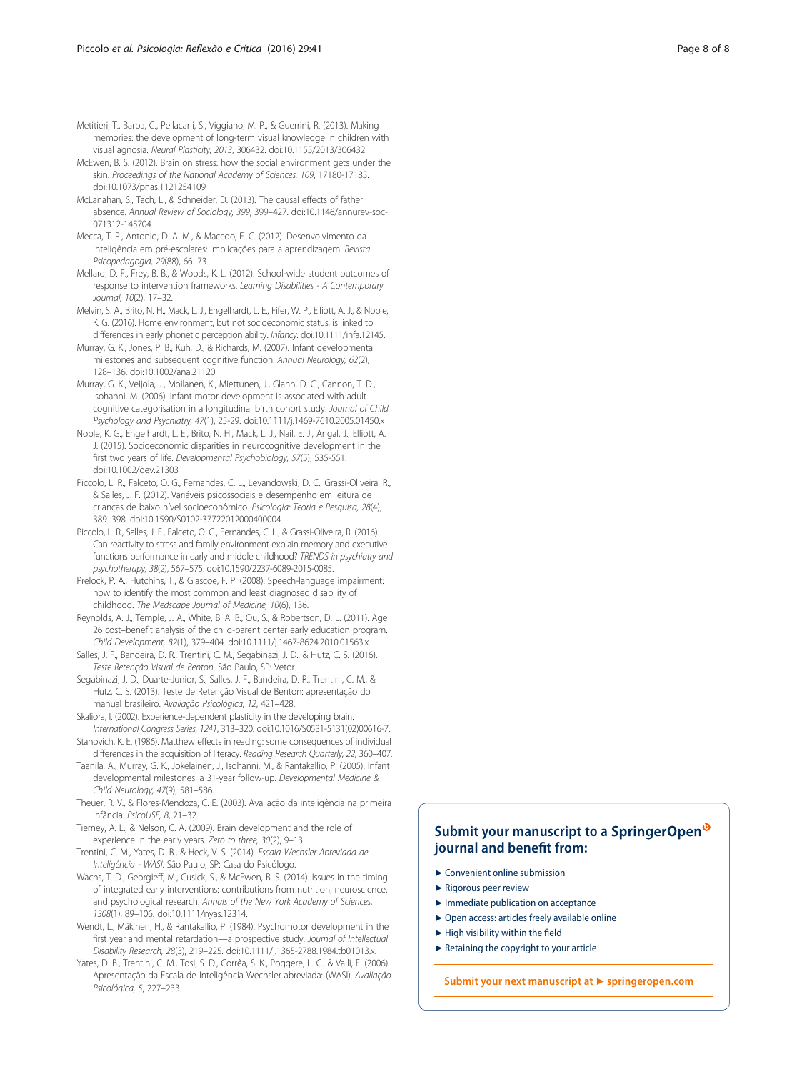Metitieri, T., Barba, C., Pellacani, S., Viggiano, M. P., & Guerrini, R. (2013). Making memories: the development of long-term visual knowledge in children with visual agnosia. *Neural Plasticity, 2013*, 306432. doi:10.1155/2013/306432.

McEwen, B. S. (2012). Brain on stress: how the social environment gets under the skin. *Proceedings of the National Academy of Sciences, 109*, 17180-17185. doi:10.1073/pnas.1121254109

McLanahan, S., Tach, L., & Schneider, D. (2013). The causal effects of father absence. *Annual Review of Sociology, 399*, 399–427. doi:10.1146/annurev-soc-071312-145704.

Mecca, T. P., Antonio, D. A. M., & Macedo, E. C. (2012). Desenvolvimento da inteligência em pré-escolares: implicações para a aprendizagem. *Revista Psicopedagogia, 29*(88), 66–73.

Mellard, D. F., Frey, B. B., & Woods, K. L. (2012). School-wide student outcomes of response to intervention frameworks. *Learning Disabilities - A Contemporary Journal, 10*(2), 17–32.

Melvin, S. A., Brito, N. H., Mack, L. J., Engelhardt, L. E., Fifer, W. P., Elliott, A. J., & Noble, K. G. (2016). Home environment, but not socioeconomic status, is linked to differences in early phonetic perception ability. *Infancy*. doi:10.1111/infa.12145.

Murray, G. K., Jones, P. B., Kuh, D., & Richards, M. (2007). Infant developmental milestones and subsequent cognitive function. *Annual Neurology, 62*(2), 128–136. doi:10.1002/ana.21120.

Murray, G. K., Veijola, J., Moilanen, K., Miettunen, J., Glahn, D. C., Cannon, T. D., Isohanni, M. (2006). Infant motor development is associated with adult cognitive categorisation in a longitudinal birth cohort study. *Journal of Child Psychology and Psychiatry, 47*(1), 25-29. doi:10.1111/j.1469-7610.2005.01450.x

Noble, K. G., Engelhardt, L. E., Brito, N. H., Mack, L. J., Nail, E. J., Angal, J., Elliott, A. J. (2015). Socioeconomic disparities in neurocognitive development in the first two years of life. *Developmental Psychobiology, 57*(5), 535-551. doi:10.1002/dev.21303

Piccolo, L. R., Falceto, O. G., Fernandes, C. L., Levandowski, D. C., Grassi-Oliveira, R., & Salles, J. F. (2012). Variáveis psicossociais e desempenho em leitura de crianças de baixo nível socioeconômico. *Psicologia: Teoria e Pesquisa, 28*(4), 389–398. doi:10.1590/S0102-37722012000400004.

Piccolo, L. R., Salles, J. F., Falceto, O. G., Fernandes, C. L., & Grassi-Oliveira, R. (2016). Can reactivity to stress and family environment explain memory and executive functions performance in early and middle childhood? *TRENDS in psychiatry and psychotherapy, 38*(2), 567–575. doi:10.1590/2237-6089-2015-0085.

Prelock, P. A., Hutchins, T., & Glascoe, F. P. (2008). Speech-language impairment: how to identify the most common and least diagnosed disability of childhood. *The Medscape Journal of Medicine, 10*(6), 136.

Reynolds, A. J., Temple, J. A., White, B. A. B., Ou, S., & Robertson, D. L. (2011). Age 26 cost–benefit analysis of the child-parent center early education program. *Child Development, 82*(1), 379–404. doi:10.1111/j.1467-8624.2010.01563.x.

Salles, J. F., Bandeira, D. R., Trentini, C. M., Segabinazi, J. D., & Hutz, C. S. (2016). *Teste Retenção Visual de Benton*. São Paulo, SP: Vetor.

Segabinazi, J. D., Duarte-Junior, S., Salles, J. F., Bandeira, D. R., Trentini, C. M., & Hutz, C. S. (2013). Teste de Retenção Visual de Benton: apresentação do manual brasileiro. *Avaliação Psicológica, 12*, 421–428.

Skaliora, I. (2002). Experience-dependent plasticity in the developing brain. *International Congress Series, 1241*, 313–320. doi:10.1016/S0531-5131(02)00616-7.

Stanovich, K. E. (1986). Matthew effects in reading: some consequences of individual differences in the acquisition of literacy. *Reading Research Quarterly, 22*, 360–407.

Taanila, A., Murray, G. K., Jokelainen, J., Isohanni, M., & Rantakallio, P. (2005). Infant developmental milestones: a 31-year follow-up. *Developmental Medicine & Child Neurology, 47*(9), 581–586.

Theuer, R. V., & Flores-Mendoza, C. E. (2003). Avaliação da inteligência na primeira infância. *PsicoUSF, 8*, 21–32.

Tierney, A. L., & Nelson, C. A. (2009). Brain development and the role of experience in the early years. *Zero to three, 30*(2), 9–13.

Trentini, C. M., Yates, D. B., & Heck, V. S. (2014). *Escala Wechsler Abreviada de Inteligência - WASI*. São Paulo, SP: Casa do Psicólogo.

Wachs, T. D., Georgieff, M., Cusick, S., & McEwen, B. S. (2014). Issues in the timing of integrated early interventions: contributions from nutrition, neuroscience, and psychological research. *Annals of the New York Academy of Sciences, 1308*(1), 89–106. doi:10.1111/nyas.12314.

Wendt, L., Mäkinen, H., & Rantakallio, P. (1984). Psychomotor development in the first year and mental retardation—a prospective study. *Journal of Intellectual Disability Research, 28*(3), 219–225. doi:10.1111/j.1365-2788.1984.tb01013.x.

Yates, D. B., Trentini, C. M., Tosi, S. D., Corrêa, S. K., Poggere, L. C., & Valli, F. (2006). Apresentação da Escala de Inteligência Wechsler abreviada: (WASI). *Avaliação Psicológica, 5*, 227–233.

**Submit your manuscript to a SpringerOpen journal and benefit from:**

- ► Convenient online submission
- ► Rigorous peer review
- ► Immediate publication on acceptance
- ► Open access: articles freely available online
- ► High visibility within the field
- ► Retaining the copyright to your article

**Submit your next manuscript at ► springeropen.com**